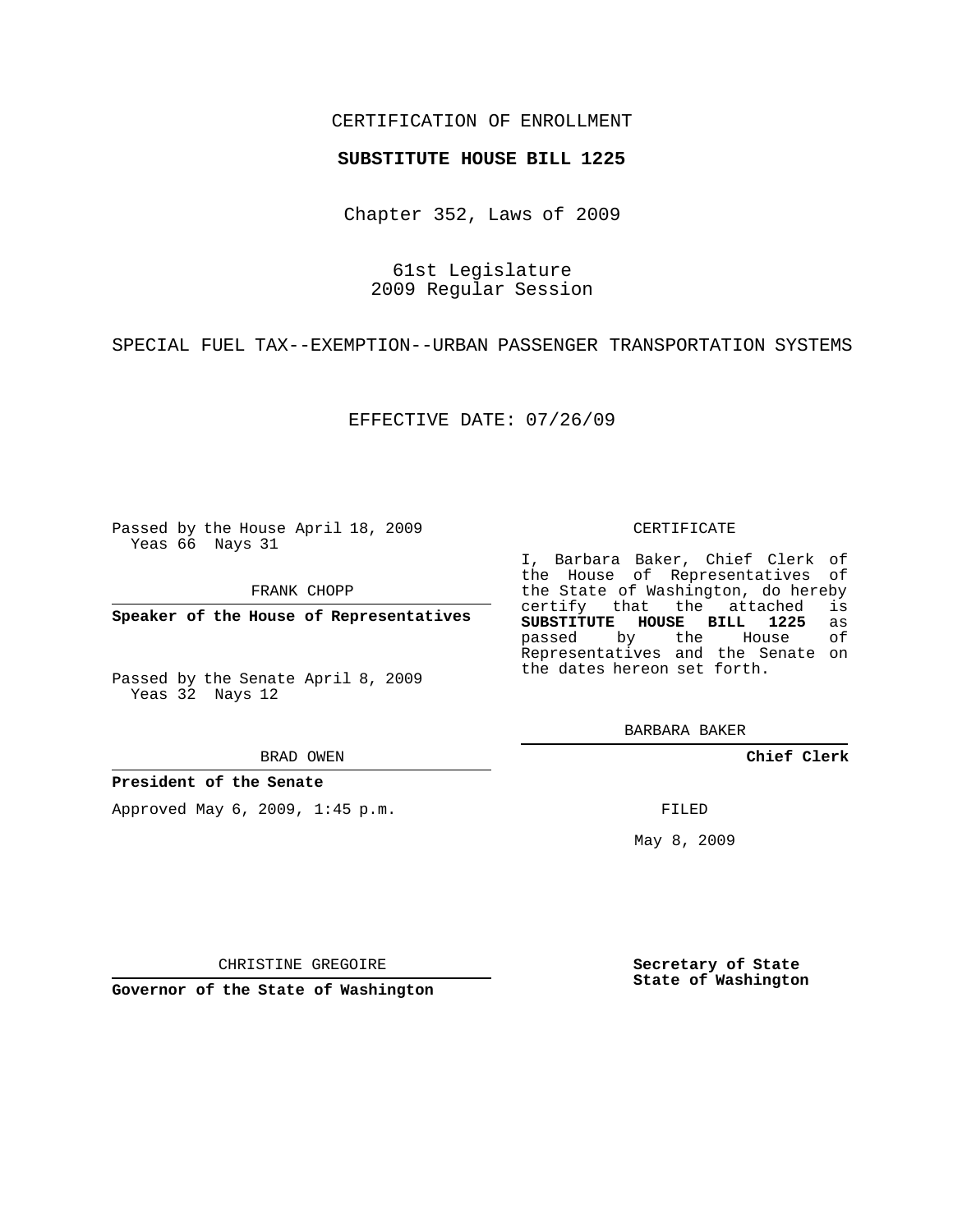CERTIFICATION OF ENROLLMENT

**SUBSTITUTE HOUSE BILL 1225**

Chapter 352, Laws of 2009

61st Legislature
2009 Regular Session

SPECIAL FUEL TAX--EXEMPTION--URBAN PASSENGER TRANSPORTATION SYSTEMS

EFFECTIVE DATE: 07/26/09

Passed by the House April 18, 2009
Yeas 66 Nays 31

FRANK CHOPP

**Speaker of the House of Representatives**

Passed by the Senate April 8, 2009
Yeas 32 Nays 12

BRAD OWEN

**President of the Senate**

Approved May 6, 2009, 1:45 p.m.

CHRISTINE GREGOIRE

**Governor of the State of Washington**

CERTIFICATE

I, Barbara Baker, Chief Clerk of the House of Representatives of the State of Washington, do hereby certify that the attached is **SUBSTITUTE HOUSE BILL 1225** as passed by the House of Representatives and the Senate on the dates hereon set forth.

BARBARA BAKER

**Chief Clerk**

FILED

May 8, 2009

**Secretary of State**
**State of Washington**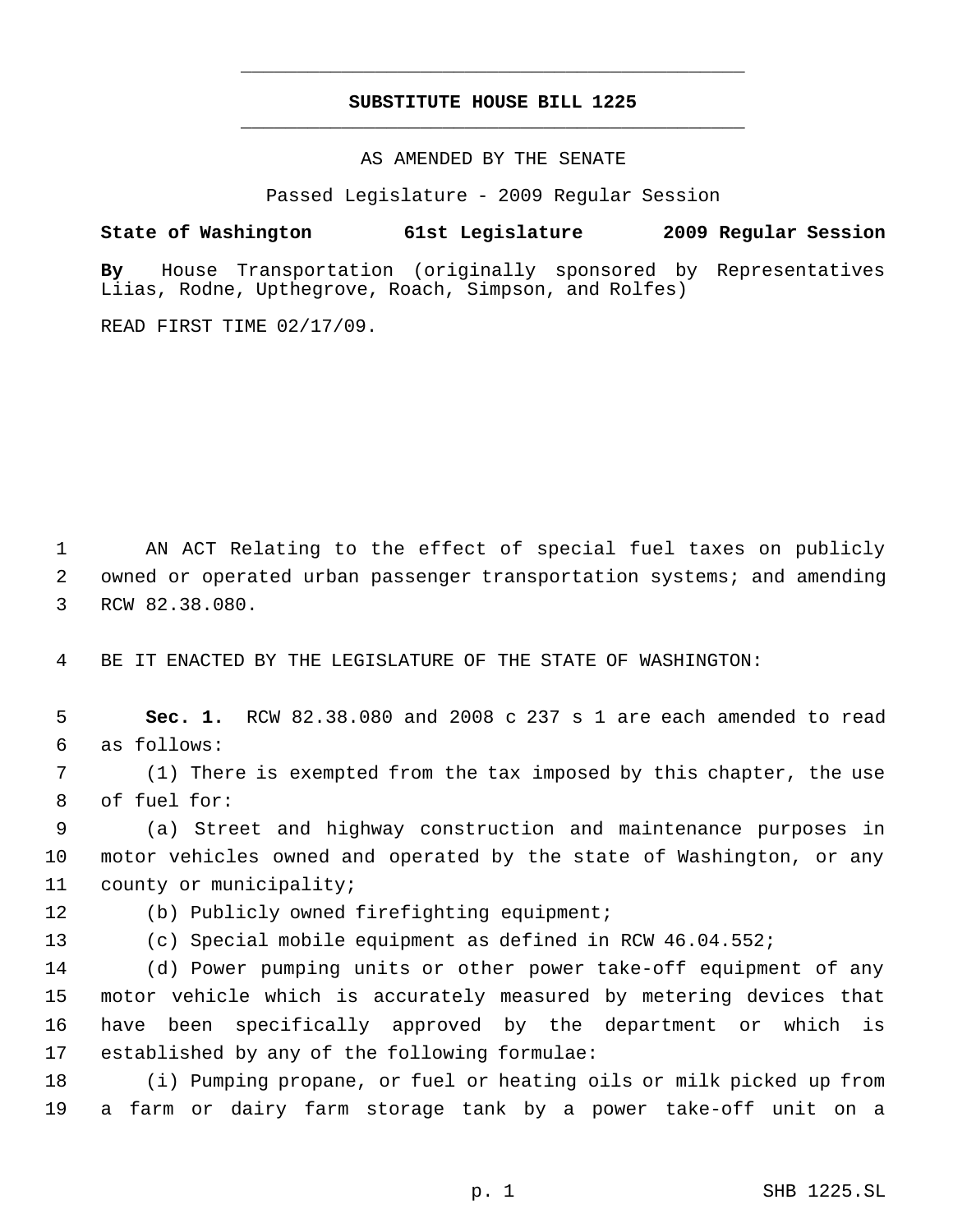# SUBSTITUTE HOUSE BILL 1225

AS AMENDED BY THE SENATE

Passed Legislature - 2009 Regular Session

**State of Washington 61st Legislature 2009 Regular Session**

**By** House Transportation (originally sponsored by Representatives Liias, Rodne, Upthegrove, Roach, Simpson, and Rolfes)

READ FIRST TIME 02/17/09.

AN ACT Relating to the effect of special fuel taxes on publicly owned or operated urban passenger transportation systems; and amending RCW 82.38.080.

BE IT ENACTED BY THE LEGISLATURE OF THE STATE OF WASHINGTON:

**Sec. 1.** RCW 82.38.080 and 2008 c 237 s 1 are each amended to read as follows:

(1) There is exempted from the tax imposed by this chapter, the use of fuel for:

(a) Street and highway construction and maintenance purposes in motor vehicles owned and operated by the state of Washington, or any county or municipality;

(b) Publicly owned firefighting equipment;

(c) Special mobile equipment as defined in RCW 46.04.552;

(d) Power pumping units or other power take-off equipment of any motor vehicle which is accurately measured by metering devices that have been specifically approved by the department or which is established by any of the following formulae:

(i) Pumping propane, or fuel or heating oils or milk picked up from a farm or dairy farm storage tank by a power take-off unit on a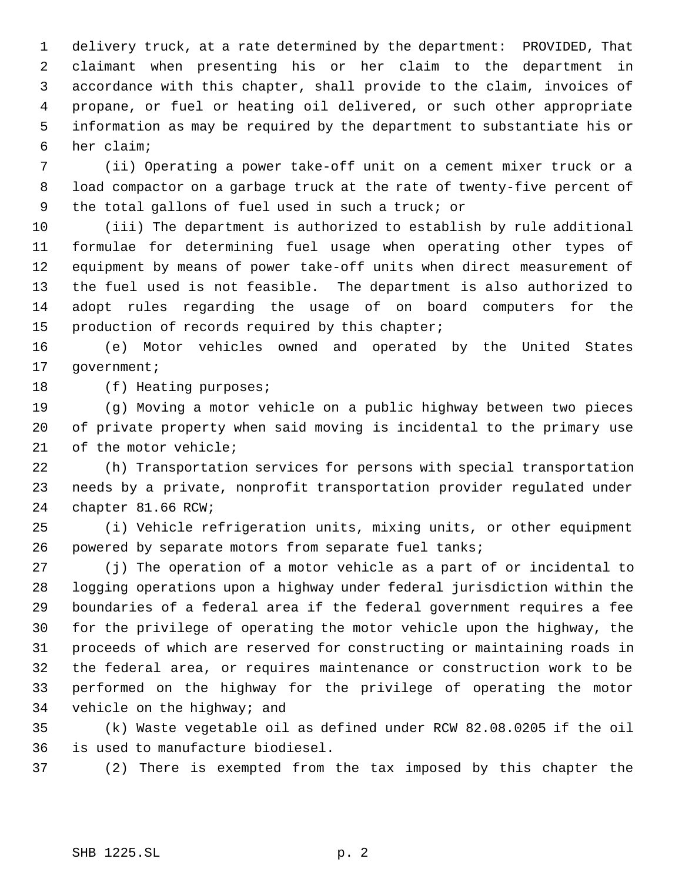delivery truck, at a rate determined by the department: PROVIDED, That claimant when presenting his or her claim to the department in accordance with this chapter, shall provide to the claim, invoices of propane, or fuel or heating oil delivered, or such other appropriate information as may be required by the department to substantiate his or her claim;

(ii) Operating a power take-off unit on a cement mixer truck or a load compactor on a garbage truck at the rate of twenty-five percent of the total gallons of fuel used in such a truck; or

(iii) The department is authorized to establish by rule additional formulae for determining fuel usage when operating other types of equipment by means of power take-off units when direct measurement of the fuel used is not feasible. The department is also authorized to adopt rules regarding the usage of on board computers for the production of records required by this chapter;

(e) Motor vehicles owned and operated by the United States government;

(f) Heating purposes;

(g) Moving a motor vehicle on a public highway between two pieces of private property when said moving is incidental to the primary use of the motor vehicle;

(h) Transportation services for persons with special transportation needs by a private, nonprofit transportation provider regulated under chapter 81.66 RCW;

(i) Vehicle refrigeration units, mixing units, or other equipment powered by separate motors from separate fuel tanks;

(j) The operation of a motor vehicle as a part of or incidental to logging operations upon a highway under federal jurisdiction within the boundaries of a federal area if the federal government requires a fee for the privilege of operating the motor vehicle upon the highway, the proceeds of which are reserved for constructing or maintaining roads in the federal area, or requires maintenance or construction work to be performed on the highway for the privilege of operating the motor vehicle on the highway; and

(k) Waste vegetable oil as defined under RCW 82.08.0205 if the oil is used to manufacture biodiesel.

(2) There is exempted from the tax imposed by this chapter the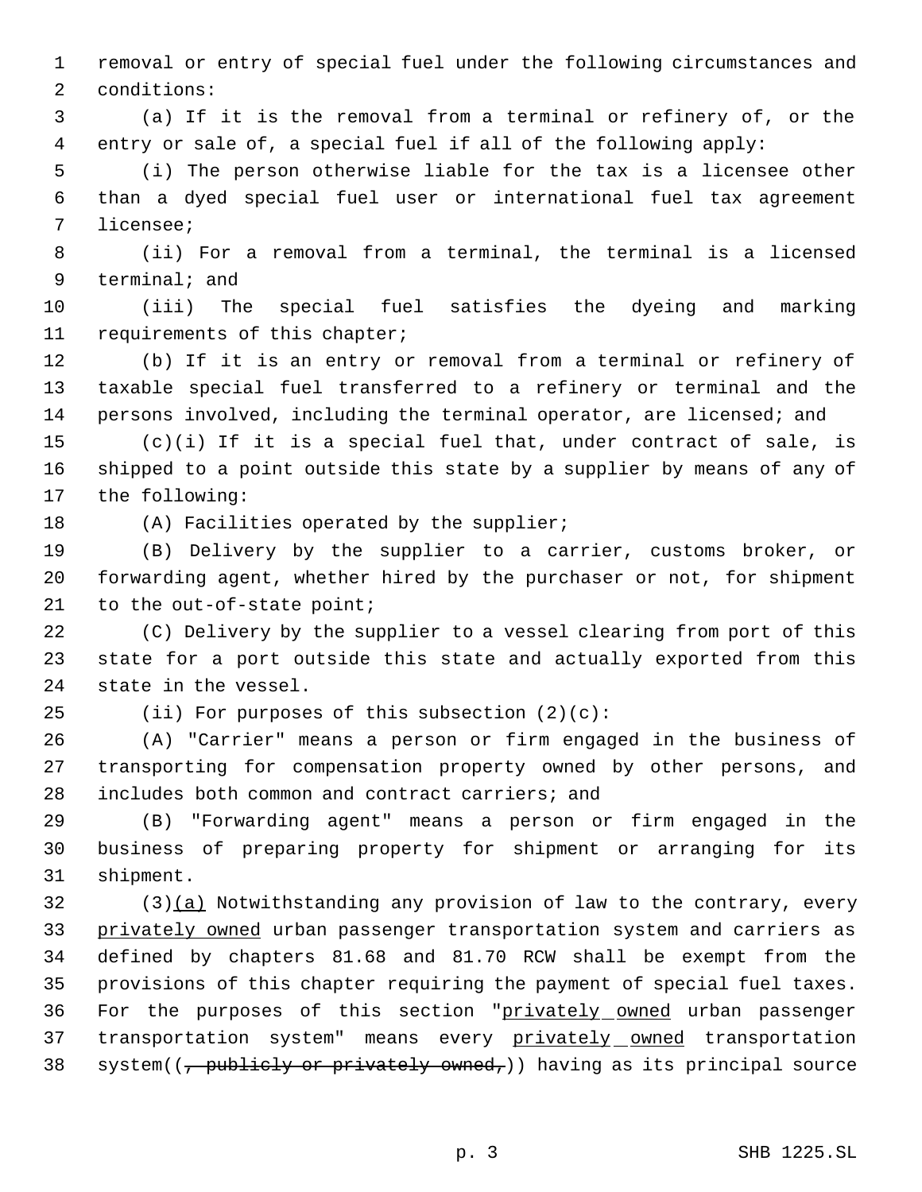removal or entry of special fuel under the following circumstances and conditions:

(a) If it is the removal from a terminal or refinery of, or the entry or sale of, a special fuel if all of the following apply:

(i) The person otherwise liable for the tax is a licensee other than a dyed special fuel user or international fuel tax agreement licensee;

(ii) For a removal from a terminal, the terminal is a licensed terminal; and

(iii) The special fuel satisfies the dyeing and marking requirements of this chapter;

(b) If it is an entry or removal from a terminal or refinery of taxable special fuel transferred to a refinery or terminal and the persons involved, including the terminal operator, are licensed; and

(c)(i) If it is a special fuel that, under contract of sale, is shipped to a point outside this state by a supplier by means of any of the following:

(A) Facilities operated by the supplier;

(B) Delivery by the supplier to a carrier, customs broker, or forwarding agent, whether hired by the purchaser or not, for shipment to the out-of-state point;

(C) Delivery by the supplier to a vessel clearing from port of this state for a port outside this state and actually exported from this state in the vessel.

(ii) For purposes of this subsection (2)(c):

(A) "Carrier" means a person or firm engaged in the business of transporting for compensation property owned by other persons, and includes both common and contract carriers; and

(B) "Forwarding agent" means a person or firm engaged in the business of preparing property for shipment or arranging for its shipment.

(3)<u>(a)</u> Notwithstanding any provision of law to the contrary, every <u>privately owned</u> urban passenger transportation system and carriers as defined by chapters 81.68 and 81.70 RCW shall be exempt from the provisions of this chapter requiring the payment of special fuel taxes. For the purposes of this section "<u>privately owned</u> urban passenger transportation system" means every <u>privately owned</u> transportation system((~~, publicly or privately owned,~~)) having as its principal source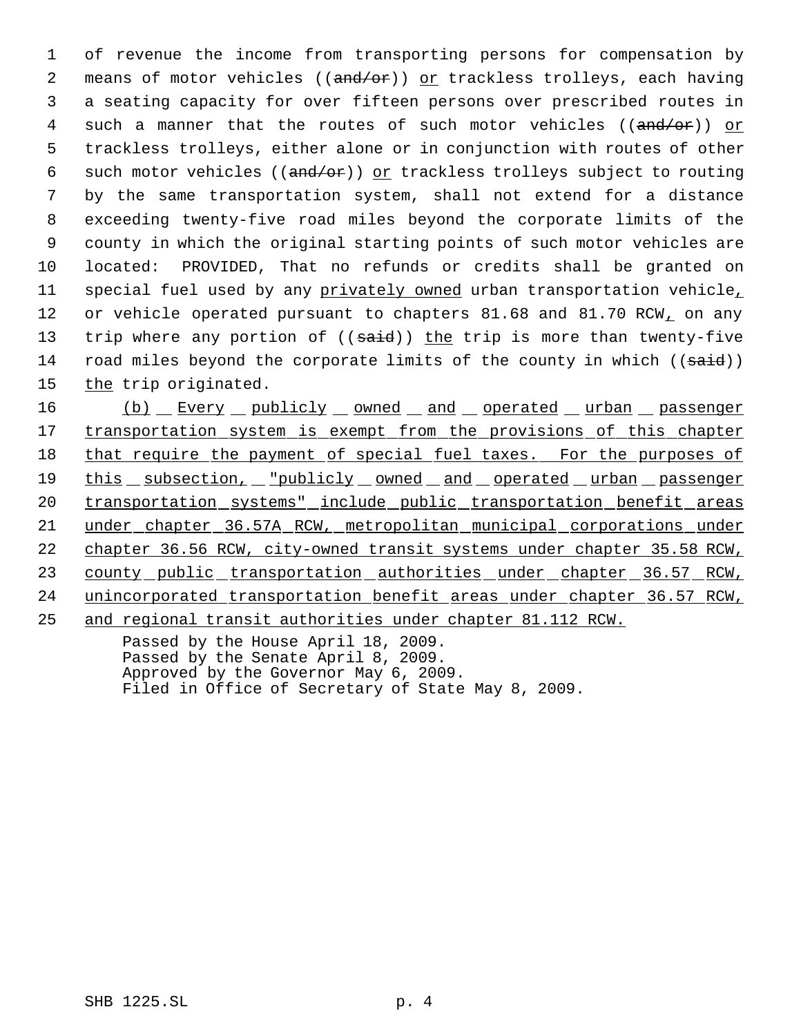of revenue the income from transporting persons for compensation by means of motor vehicles ((~~and/or~~)) <u>or</u> trackless trolleys, each having a seating capacity for over fifteen persons over prescribed routes in such a manner that the routes of such motor vehicles ((~~and/or~~)) <u>or</u> trackless trolleys, either alone or in conjunction with routes of other such motor vehicles ((~~and/or~~)) <u>or</u> trackless trolleys subject to routing by the same transportation system, shall not extend for a distance exceeding twenty-five road miles beyond the corporate limits of the county in which the original starting points of such motor vehicles are located: PROVIDED, That no refunds or credits shall be granted on special fuel used by any <u>privately owned</u> urban transportation vehicle<u>,</u> or vehicle operated pursuant to chapters 81.68 and 81.70 RCW<u>,</u> on any trip where any portion of ((~~said~~)) <u>the</u> trip is more than twenty-five road miles beyond the corporate limits of the county in which ((~~said~~)) <u>the</u> trip originated.

<u>(b) Every publicly owned and operated urban passenger transportation system is exempt from the provisions of this chapter that require the payment of special fuel taxes. For the purposes of this subsection, "publicly owned and operated urban passenger transportation systems" include public transportation benefit areas under chapter 36.57A RCW, metropolitan municipal corporations under chapter 36.56 RCW, city-owned transit systems under chapter 35.58 RCW, county public transportation authorities under chapter 36.57 RCW, unincorporated transportation benefit areas under chapter 36.57 RCW, and regional transit authorities under chapter 81.112 RCW.</u>

Passed by the House April 18, 2009.
Passed by the Senate April 8, 2009.
Approved by the Governor May 6, 2009.
Filed in Office of Secretary of State May 8, 2009.